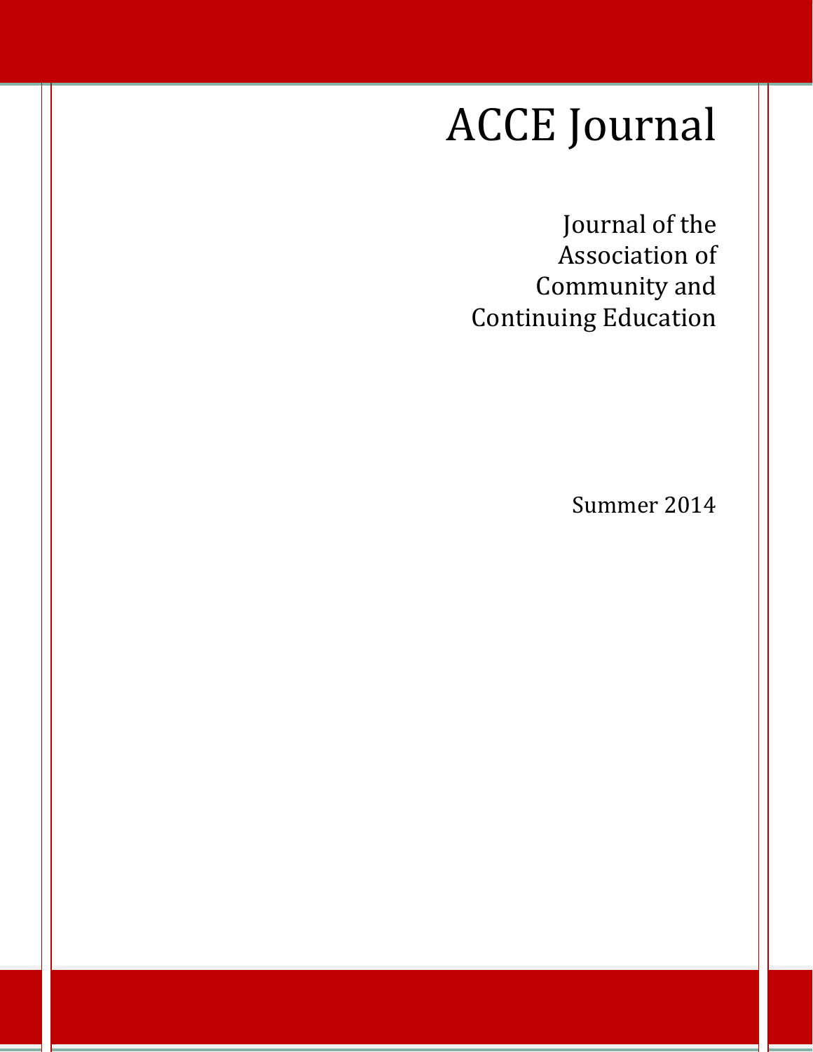# ACCE Journal

Journal of the Association of Community and Continuing Education

Summer 2014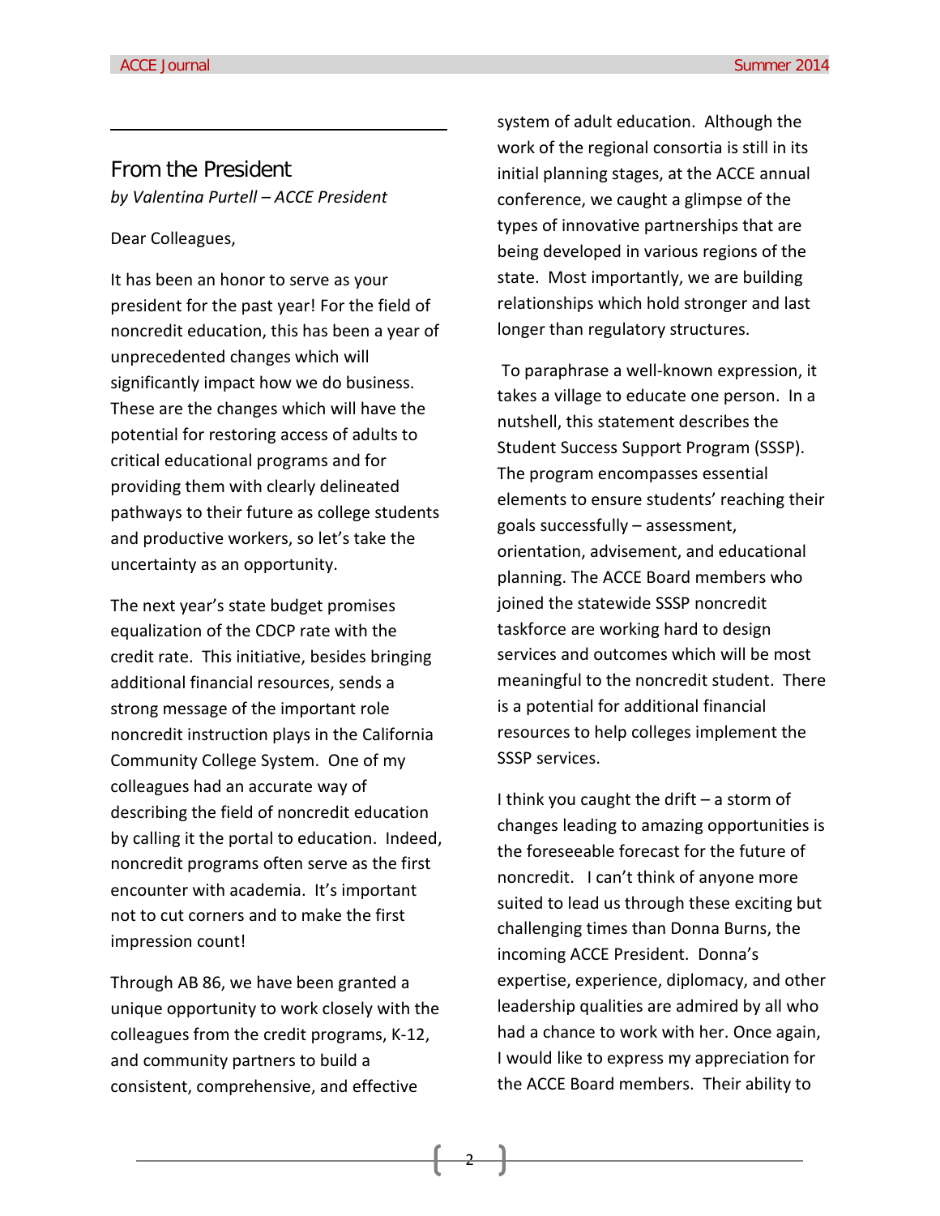## From the President

*by Valentina Purtell – ACCE President*

Dear Colleagues,

It has been an honor to serve as your president for the past year! For the field of noncredit education, this has been a year of unprecedented changes which will significantly impact how we do business. These are the changes which will have the potential for restoring access of adults to critical educational programs and for providing them with clearly delineated pathways to their future as college students and productive workers, so let's take the uncertainty as an opportunity.

The next year's state budget promises equalization of the CDCP rate with the credit rate. This initiative, besides bringing additional financial resources, sends a strong message of the important role noncredit instruction plays in the California Community College System. One of my colleagues had an accurate way of describing the field of noncredit education by calling it the portal to education. Indeed, noncredit programs often serve as the first encounter with academia. It's important not to cut corners and to make the first impression count!

Through AB 86, we have been granted a unique opportunity to work closely with the colleagues from the credit programs, K-12, and community partners to build a consistent, comprehensive, and effective system of adult education. Although the work of the regional consortia is still in its initial planning stages, at the ACCE annual conference, we caught a glimpse of the types of innovative partnerships that are being developed in various regions of the state. Most importantly, we are building relationships which hold stronger and last longer than regulatory structures.

To paraphrase a well-known expression, it takes a village to educate one person. In a nutshell, this statement describes the Student Success Support Program (SSSP). The program encompasses essential elements to ensure students' reaching their goals successfully – assessment, orientation, advisement, and educational planning. The ACCE Board members who joined the statewide SSSP noncredit taskforce are working hard to design services and outcomes which will be most meaningful to the noncredit student. There is a potential for additional financial resources to help colleges implement the SSSP services.

I think you caught the drift – a storm of changes leading to amazing opportunities is the foreseeable forecast for the future of noncredit. I can't think of anyone more suited to lead us through these exciting but challenging times than Donna Burns, the incoming ACCE President. Donna's expertise, experience, diplomacy, and other leadership qualities are admired by all who had a chance to work with her. Once again, I would like to express my appreciation for the ACCE Board members. Their ability to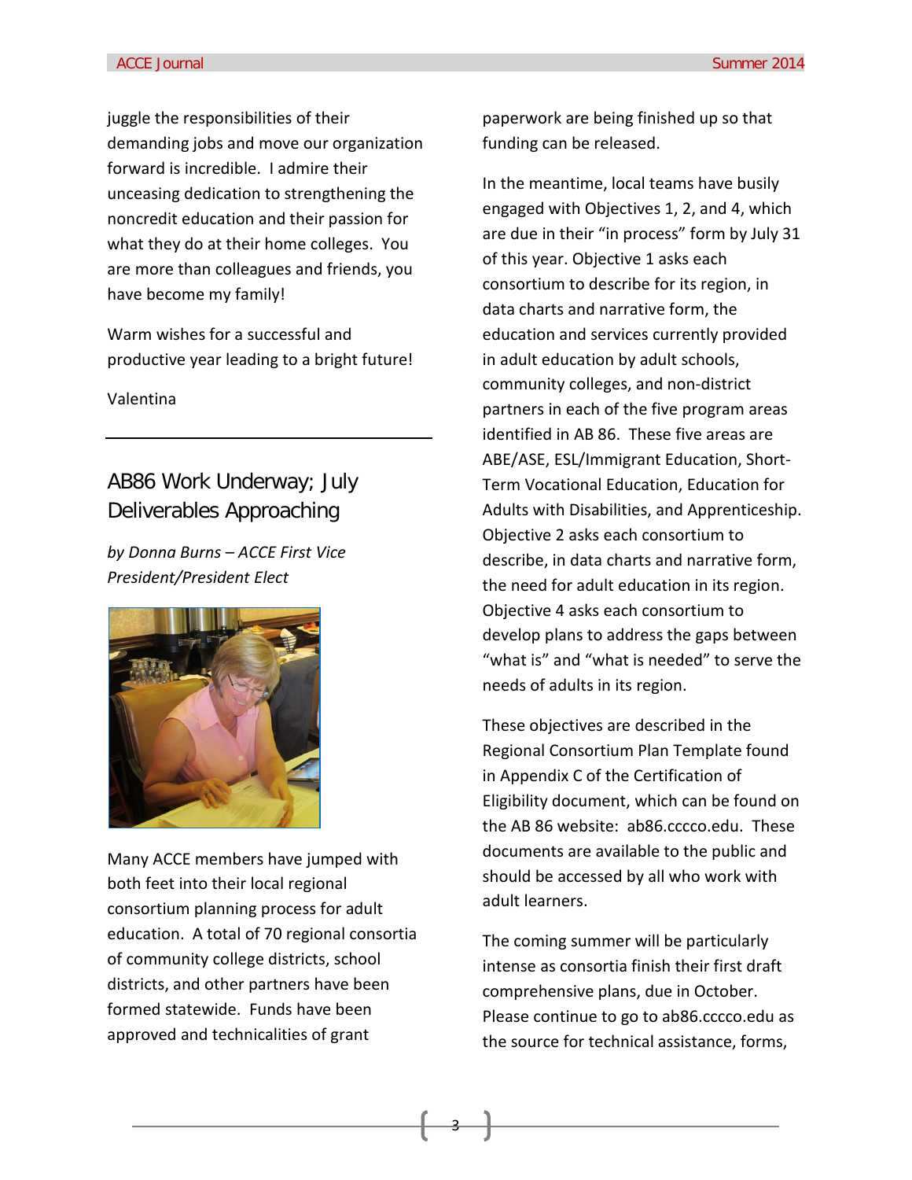juggle the responsibilities of their demanding jobs and move our organization forward is incredible. I admire their unceasing dedication to strengthening the noncredit education and their passion for what they do at their home colleges. You are more than colleagues and friends, you have become my family!

Warm wishes for a successful and productive year leading to a bright future!

Valentina

---

## AB86 Work Underway; July Deliverables Approaching

*by Donna Burns – ACCE First Vice President/President Elect*

Many ACCE members have jumped with both feet into their local regional consortium planning process for adult education. A total of 70 regional consortia of community college districts, school districts, and other partners have been formed statewide. Funds have been approved and technicalities of grant paperwork are being finished up so that funding can be released.

In the meantime, local teams have busily engaged with Objectives 1, 2, and 4, which are due in their "in process" form by July 31 of this year. Objective 1 asks each consortium to describe for its region, in data charts and narrative form, the education and services currently provided in adult education by adult schools, community colleges, and non-district partners in each of the five program areas identified in AB 86. These five areas are ABE/ASE, ESL/Immigrant Education, Short-Term Vocational Education, Education for Adults with Disabilities, and Apprenticeship. Objective 2 asks each consortium to describe, in data charts and narrative form, the need for adult education in its region. Objective 4 asks each consortium to develop plans to address the gaps between "what is" and "what is needed" to serve the needs of adults in its region.

These objectives are described in the Regional Consortium Plan Template found in Appendix C of the Certification of Eligibility document, which can be found on the AB 86 website: ab86.cccco.edu. These documents are available to the public and should be accessed by all who work with adult learners.

The coming summer will be particularly intense as consortia finish their first draft comprehensive plans, due in October. Please continue to go to ab86.cccco.edu as the source for technical assistance, forms,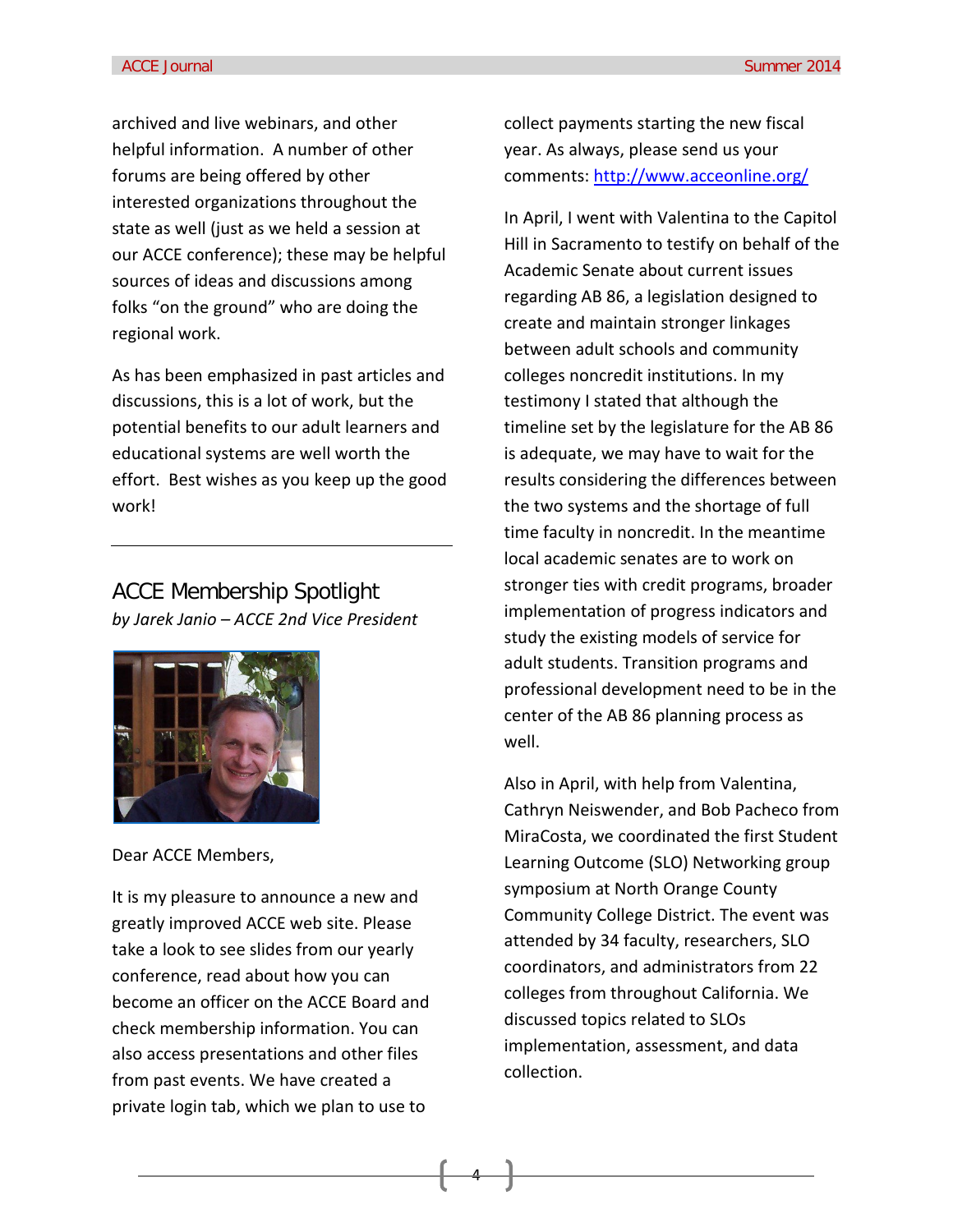archived and live webinars, and other helpful information. A number of other forums are being offered by other interested organizations throughout the state as well (just as we held a session at our ACCE conference); these may be helpful sources of ideas and discussions among folks "on the ground" who are doing the regional work.

As has been emphasized in past articles and discussions, this is a lot of work, but the potential benefits to our adult learners and educational systems are well worth the effort. Best wishes as you keep up the good work!

---

## ACCE Membership Spotlight

*by Jarek Janio – ACCE 2nd Vice President*

Dear ACCE Members,

It is my pleasure to announce a new and greatly improved ACCE web site. Please take a look to see slides from our yearly conference, read about how you can become an officer on the ACCE Board and check membership information. You can also access presentations and other files from past events. We have created a private login tab, which we plan to use to collect payments starting the new fiscal year. As always, please send us your comments: http://www.acceonline.org/

In April, I went with Valentina to the Capitol Hill in Sacramento to testify on behalf of the Academic Senate about current issues regarding AB 86, a legislation designed to create and maintain stronger linkages between adult schools and community colleges noncredit institutions. In my testimony I stated that although the timeline set by the legislature for the AB 86 is adequate, we may have to wait for the results considering the differences between the two systems and the shortage of full time faculty in noncredit. In the meantime local academic senates are to work on stronger ties with credit programs, broader implementation of progress indicators and study the existing models of service for adult students. Transition programs and professional development need to be in the center of the AB 86 planning process as well.

Also in April, with help from Valentina, Cathryn Neiswender, and Bob Pacheco from MiraCosta, we coordinated the first Student Learning Outcome (SLO) Networking group symposium at North Orange County Community College District. The event was attended by 34 faculty, researchers, SLO coordinators, and administrators from 22 colleges from throughout California. We discussed topics related to SLOs implementation, assessment, and data collection.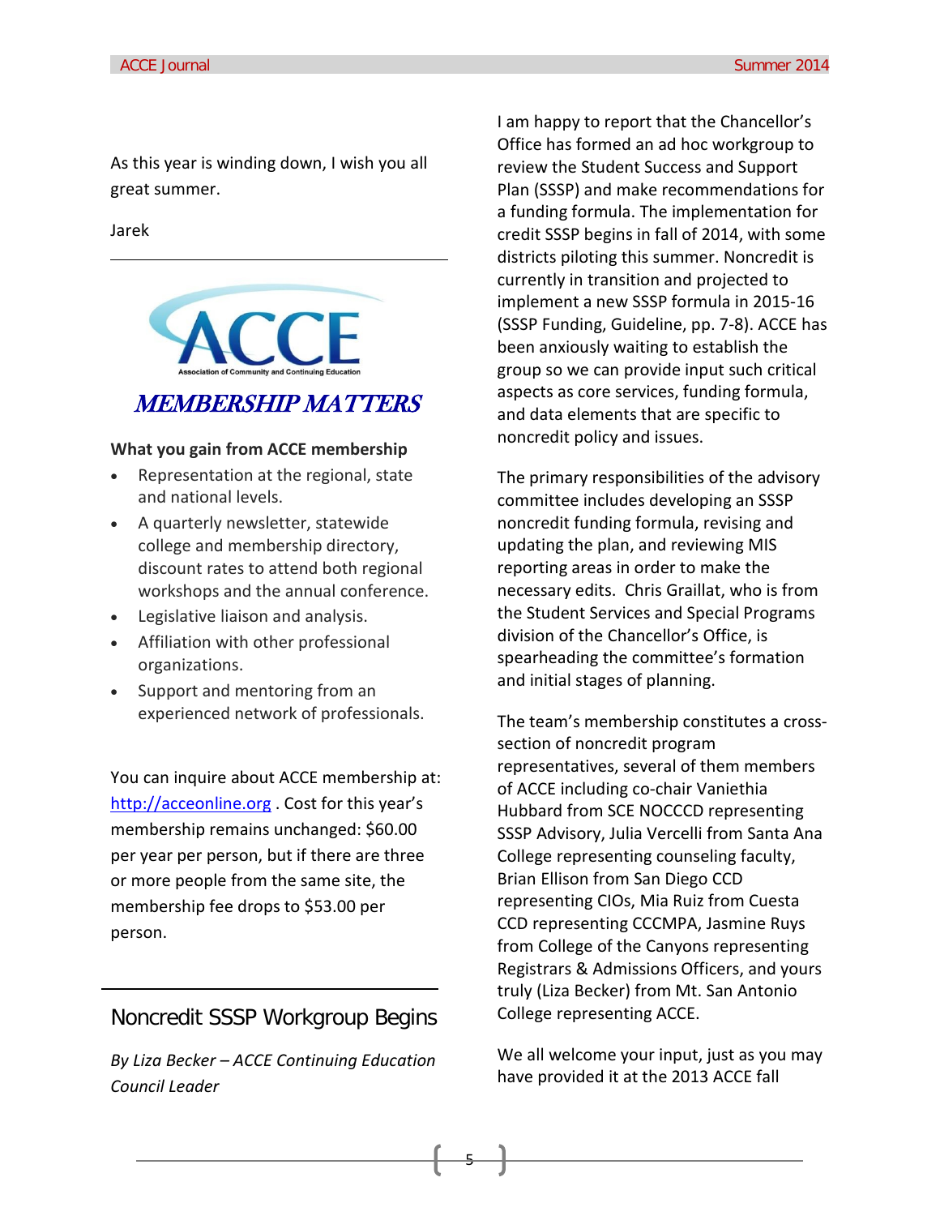As this year is winding down, I wish you all great summer.

Jarek

---

ACCE

Association of Community and Continuing Education

## MEMBERSHIP MATTERS

**What you gain from ACCE membership**

- Representation at the regional, state and national levels.
- A quarterly newsletter, statewide college and membership directory, discount rates to attend both regional workshops and the annual conference.
- Legislative liaison and analysis.
- Affiliation with other professional organizations.
- Support and mentoring from an experienced network of professionals.

You can inquire about ACCE membership at: http://acceonline.org . Cost for this year's membership remains unchanged: $60.00 per year per person, but if there are three or more people from the same site, the membership fee drops to $53.00 per person.

---

## Noncredit SSSP Workgroup Begins

*By Liza Becker – ACCE Continuing Education Council Leader*

I am happy to report that the Chancellor's Office has formed an ad hoc workgroup to review the Student Success and Support Plan (SSSP) and make recommendations for a funding formula. The implementation for credit SSSP begins in fall of 2014, with some districts piloting this summer. Noncredit is currently in transition and projected to implement a new SSSP formula in 2015-16 (SSSP Funding, Guideline, pp. 7-8). ACCE has been anxiously waiting to establish the group so we can provide input such critical aspects as core services, funding formula, and data elements that are specific to noncredit policy and issues.

The primary responsibilities of the advisory committee includes developing an SSSP noncredit funding formula, revising and updating the plan, and reviewing MIS reporting areas in order to make the necessary edits. Chris Graillat, who is from the Student Services and Special Programs division of the Chancellor's Office, is spearheading the committee's formation and initial stages of planning.

The team's membership constitutes a cross-section of noncredit program representatives, several of them members of ACCE including co-chair Vaniethia Hubbard from SCE NOCCCD representing SSSP Advisory, Julia Vercelli from Santa Ana College representing counseling faculty, Brian Ellison from San Diego CCD representing CIOs, Mia Ruiz from Cuesta CCD representing CCCMPA, Jasmine Ruys from College of the Canyons representing Registrars & Admissions Officers, and yours truly (Liza Becker) from Mt. San Antonio College representing ACCE.

We all welcome your input, just as you may have provided it at the 2013 ACCE fall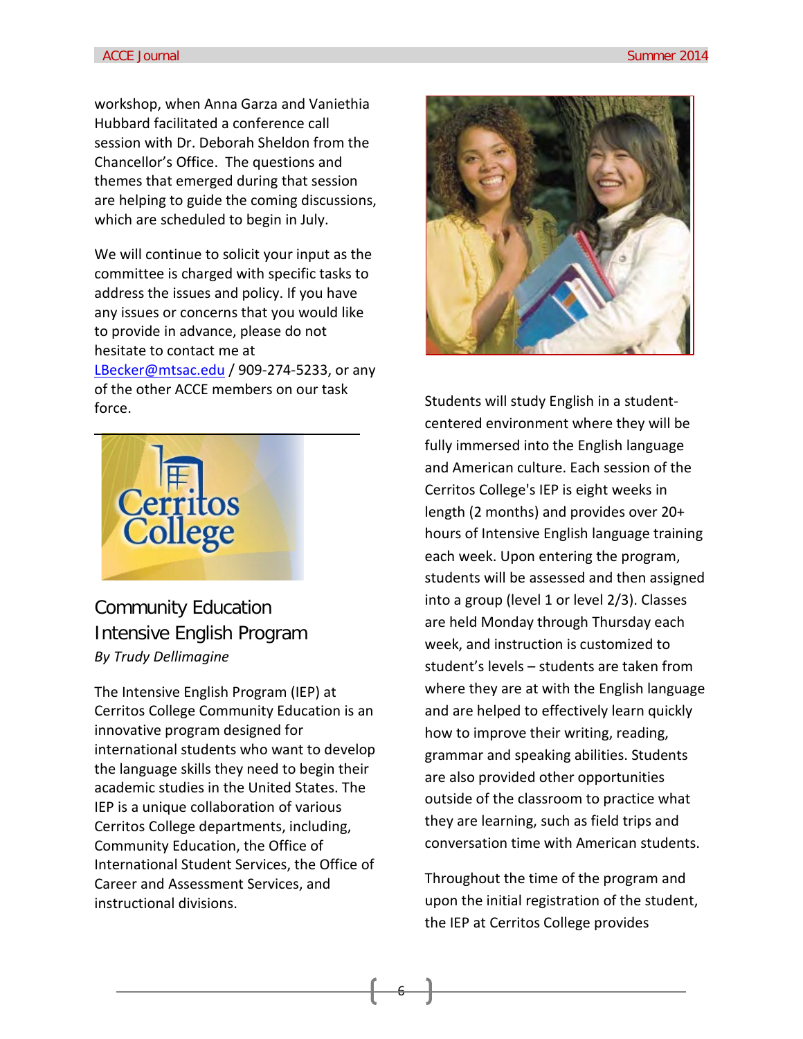workshop, when Anna Garza and Vaniethia Hubbard facilitated a conference call session with Dr. Deborah Sheldon from the Chancellor's Office. The questions and themes that emerged during that session are helping to guide the coming discussions, which are scheduled to begin in July.

We will continue to solicit your input as the committee is charged with specific tasks to address the issues and policy. If you have any issues or concerns that you would like to provide in advance, please do not hesitate to contact me at LBecker@mtsac.edu / 909-274-5233, or any of the other ACCE members on our task force.

## Community Education Intensive English Program

*By Trudy Dellimagine*

The Intensive English Program (IEP) at Cerritos College Community Education is an innovative program designed for international students who want to develop the language skills they need to begin their academic studies in the United States. The IEP is a unique collaboration of various Cerritos College departments, including, Community Education, the Office of International Student Services, the Office of Career and Assessment Services, and instructional divisions.

Students will study English in a student-centered environment where they will be fully immersed into the English language and American culture. Each session of the Cerritos College's IEP is eight weeks in length (2 months) and provides over 20+ hours of Intensive English language training each week. Upon entering the program, students will be assessed and then assigned into a group (level 1 or level 2/3). Classes are held Monday through Thursday each week, and instruction is customized to student's levels – students are taken from where they are at with the English language and are helped to effectively learn quickly how to improve their writing, reading, grammar and speaking abilities. Students are also provided other opportunities outside of the classroom to practice what they are learning, such as field trips and conversation time with American students.

Throughout the time of the program and upon the initial registration of the student, the IEP at Cerritos College provides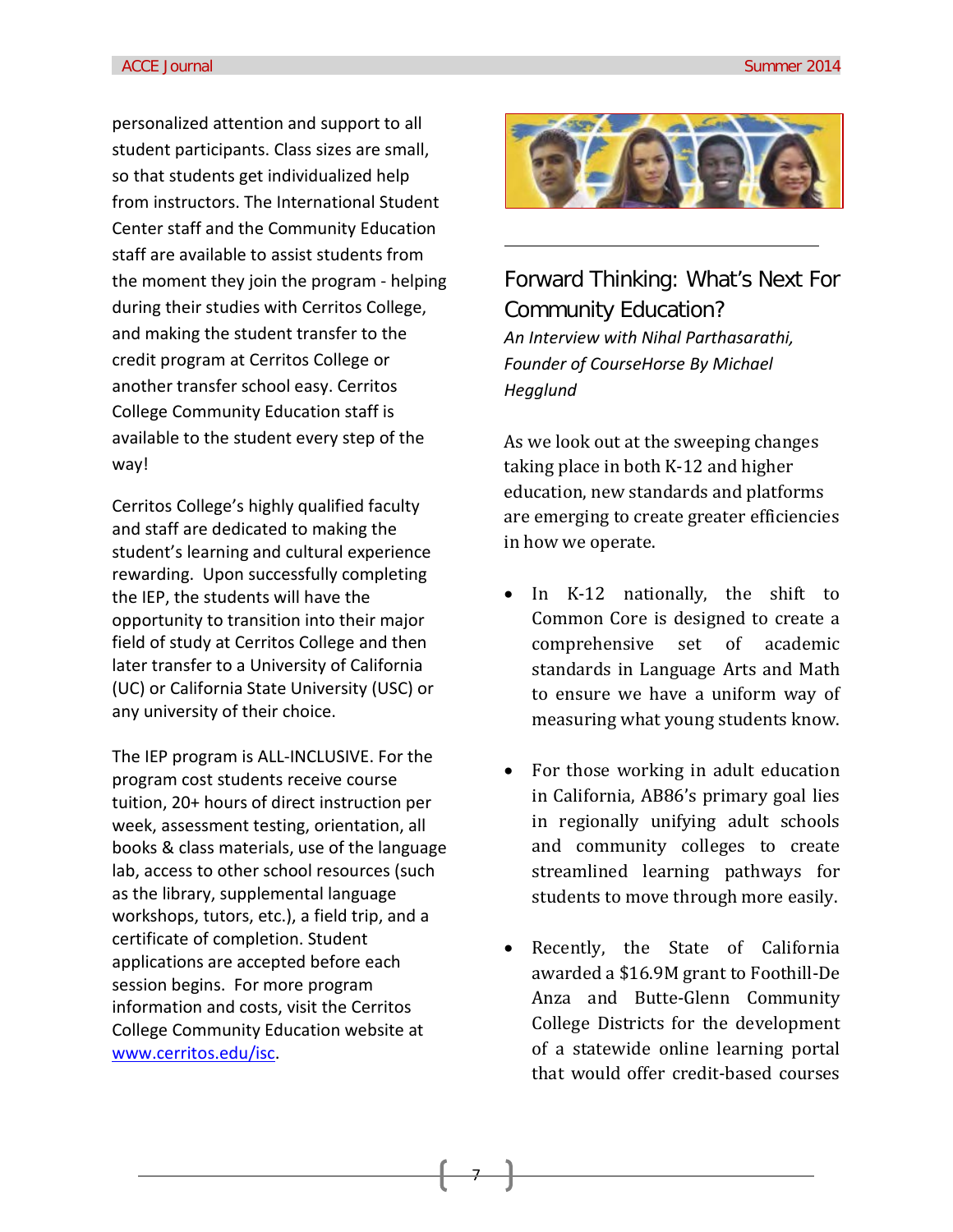personalized attention and support to all student participants. Class sizes are small, so that students get individualized help from instructors. The International Student Center staff and the Community Education staff are available to assist students from the moment they join the program - helping during their studies with Cerritos College, and making the student transfer to the credit program at Cerritos College or another transfer school easy. Cerritos College Community Education staff is available to the student every step of the way!

Cerritos College's highly qualified faculty and staff are dedicated to making the student's learning and cultural experience rewarding. Upon successfully completing the IEP, the students will have the opportunity to transition into their major field of study at Cerritos College and then later transfer to a University of California (UC) or California State University (USC) or any university of their choice.

The IEP program is ALL-INCLUSIVE. For the program cost students receive course tuition, 20+ hours of direct instruction per week, assessment testing, orientation, all books & class materials, use of the language lab, access to other school resources (such as the library, supplemental language workshops, tutors, etc.), a field trip, and a certificate of completion. Student applications are accepted before each session begins. For more program information and costs, visit the Cerritos College Community Education website at [www.cerritos.edu/isc](http://www.cerritos.edu/isc).

---

## Forward Thinking: What's Next For Community Education?

*An Interview with Nihal Parthasarathi, Founder of CourseHorse By Michael Hegglund*

As we look out at the sweeping changes taking place in both K-12 and higher education, new standards and platforms are emerging to create greater efficiencies in how we operate.

- In K-12 nationally, the shift to Common Core is designed to create a comprehensive set of academic standards in Language Arts and Math to ensure we have a uniform way of measuring what young students know.

- For those working in adult education in California, AB86's primary goal lies in regionally unifying adult schools and community colleges to create streamlined learning pathways for students to move through more easily.

- Recently, the State of California awarded a $16.9M grant to Foothill-De Anza and Butte-Glenn Community College Districts for the development of a statewide online learning portal that would offer credit-based courses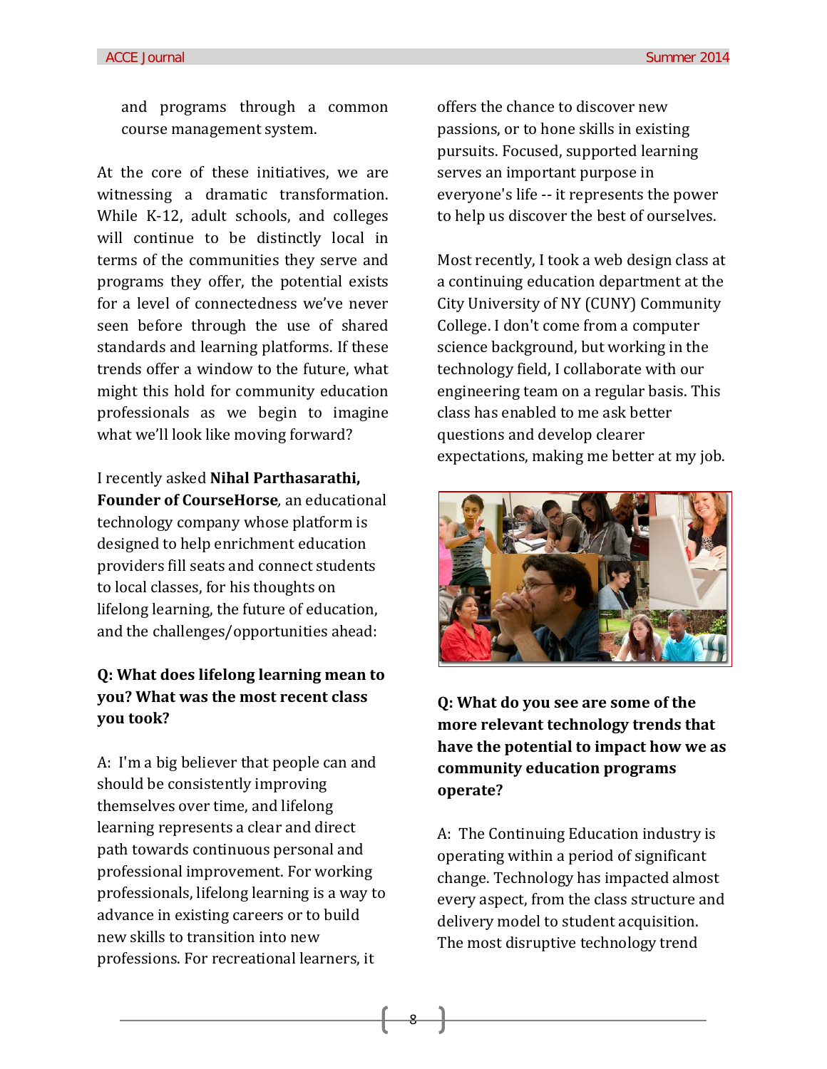and programs through a common course management system.

At the core of these initiatives, we are witnessing a dramatic transformation. While K-12, adult schools, and colleges will continue to be distinctly local in terms of the communities they serve and programs they offer, the potential exists for a level of connectedness we've never seen before through the use of shared standards and learning platforms. If these trends offer a window to the future, what might this hold for community education professionals as we begin to imagine what we'll look like moving forward?

I recently asked **Nihal Parthasarathi, Founder of CourseHorse**, an educational technology company whose platform is designed to help enrichment education providers fill seats and connect students to local classes, for his thoughts on lifelong learning, the future of education, and the challenges/opportunities ahead:

**Q: What does lifelong learning mean to you? What was the most recent class you took?**

A: I'm a big believer that people can and should be consistently improving themselves over time, and lifelong learning represents a clear and direct path towards continuous personal and professional improvement. For working professionals, lifelong learning is a way to advance in existing careers or to build new skills to transition into new professions. For recreational learners, it offers the chance to discover new passions, or to hone skills in existing pursuits. Focused, supported learning serves an important purpose in everyone's life -- it represents the power to help us discover the best of ourselves.

Most recently, I took a web design class at a continuing education department at the City University of NY (CUNY) Community College. I don't come from a computer science background, but working in the technology field, I collaborate with our engineering team on a regular basis. This class has enabled to me ask better questions and develop clearer expectations, making me better at my job.

**Q: What do you see are some of the more relevant technology trends that have the potential to impact how we as community education programs operate?**

A: The Continuing Education industry is operating within a period of significant change. Technology has impacted almost every aspect, from the class structure and delivery model to student acquisition. The most disruptive technology trend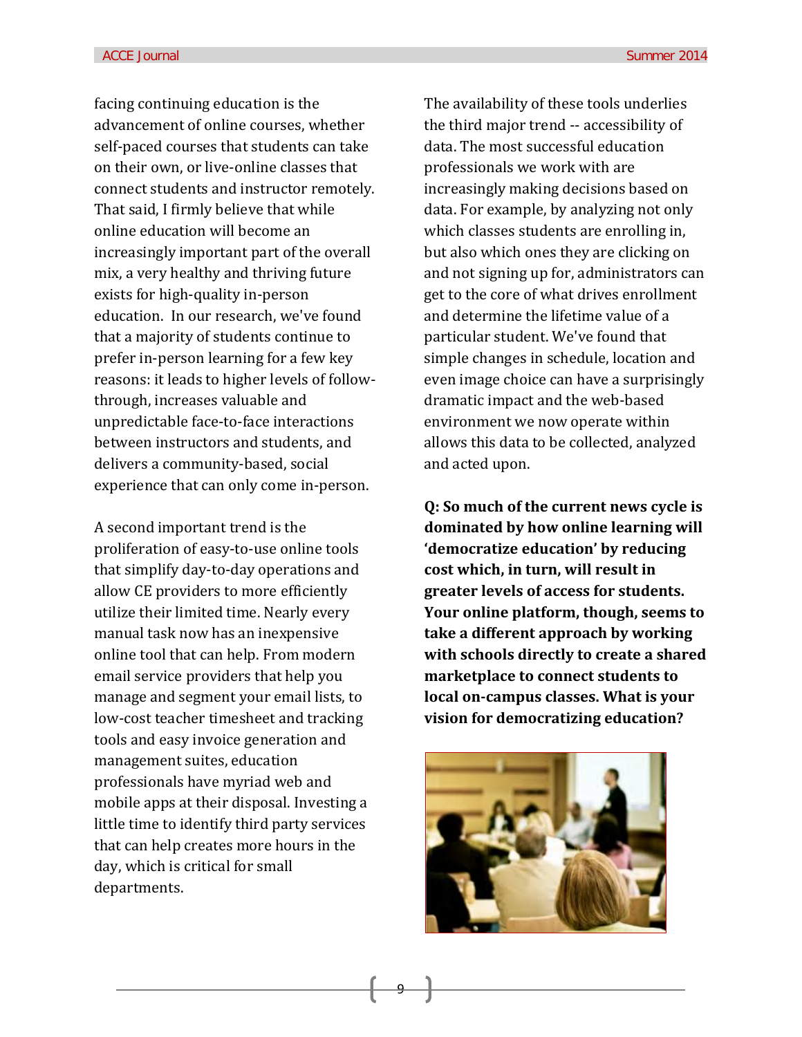facing continuing education is the advancement of online courses, whether self-paced courses that students can take on their own, or live-online classes that connect students and instructor remotely. That said, I firmly believe that while online education will become an increasingly important part of the overall mix, a very healthy and thriving future exists for high-quality in-person education.  In our research, we've found that a majority of students continue to prefer in-person learning for a few key reasons: it leads to higher levels of follow-through, increases valuable and unpredictable face-to-face interactions between instructors and students, and delivers a community-based, social experience that can only come in-person.

A second important trend is the proliferation of easy-to-use online tools that simplify day-to-day operations and allow CE providers to more efficiently utilize their limited time. Nearly every manual task now has an inexpensive online tool that can help. From modern email service providers that help you manage and segment your email lists, to low-cost teacher timesheet and tracking tools and easy invoice generation and management suites, education professionals have myriad web and mobile apps at their disposal. Investing a little time to identify third party services that can help creates more hours in the day, which is critical for small departments.

The availability of these tools underlies the third major trend -- accessibility of data. The most successful education professionals we work with are increasingly making decisions based on data. For example, by analyzing not only which classes students are enrolling in, but also which ones they are clicking on and not signing up for, administrators can get to the core of what drives enrollment and determine the lifetime value of a particular student. We've found that simple changes in schedule, location and even image choice can have a surprisingly dramatic impact and the web-based environment we now operate within allows this data to be collected, analyzed and acted upon.

**Q: So much of the current news cycle is dominated by how online learning will 'democratize education' by reducing cost which, in turn, will result in greater levels of access for students. Your online platform, though, seems to take a different approach by working with schools directly to create a shared marketplace to connect students to local on-campus classes. What is your vision for democratizing education?**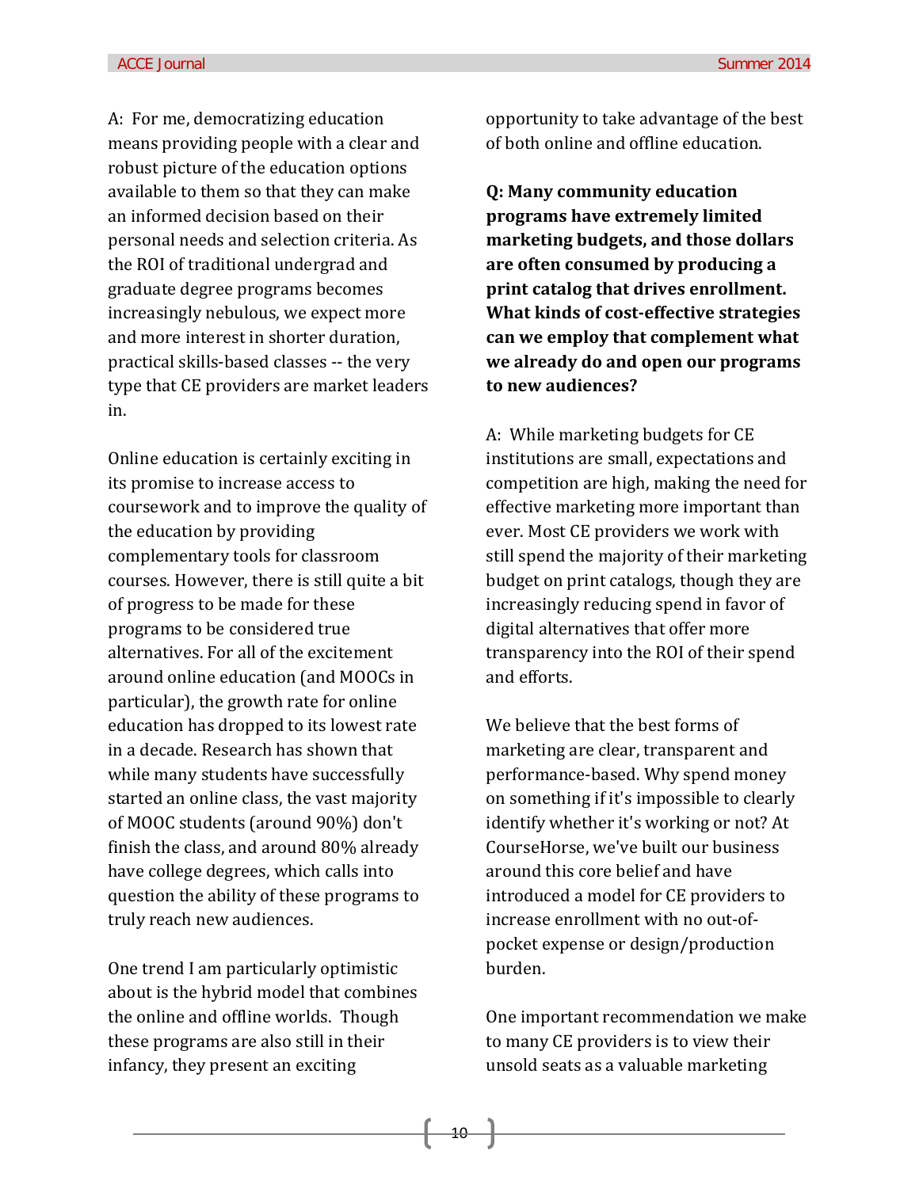A: For me, democratizing education means providing people with a clear and robust picture of the education options available to them so that they can make an informed decision based on their personal needs and selection criteria. As the ROI of traditional undergrad and graduate degree programs becomes increasingly nebulous, we expect more and more interest in shorter duration, practical skills-based classes -- the very type that CE providers are market leaders in.

Online education is certainly exciting in its promise to increase access to coursework and to improve the quality of the education by providing complementary tools for classroom courses. However, there is still quite a bit of progress to be made for these programs to be considered true alternatives. For all of the excitement around online education (and MOOCs in particular), the growth rate for online education has dropped to its lowest rate in a decade. Research has shown that while many students have successfully started an online class, the vast majority of MOOC students (around 90%) don't finish the class, and around 80% already have college degrees, which calls into question the ability of these programs to truly reach new audiences.

One trend I am particularly optimistic about is the hybrid model that combines the online and offline worlds. Though these programs are also still in their infancy, they present an exciting opportunity to take advantage of the best of both online and offline education.

**Q: Many community education programs have extremely limited marketing budgets, and those dollars are often consumed by producing a print catalog that drives enrollment. What kinds of cost-effective strategies can we employ that complement what we already do and open our programs to new audiences?**

A: While marketing budgets for CE institutions are small, expectations and competition are high, making the need for effective marketing more important than ever. Most CE providers we work with still spend the majority of their marketing budget on print catalogs, though they are increasingly reducing spend in favor of digital alternatives that offer more transparency into the ROI of their spend and efforts.

We believe that the best forms of marketing are clear, transparent and performance-based. Why spend money on something if it's impossible to clearly identify whether it's working or not? At CourseHorse, we've built our business around this core belief and have introduced a model for CE providers to increase enrollment with no out-of-pocket expense or design/production burden.

One important recommendation we make to many CE providers is to view their unsold seats as a valuable marketing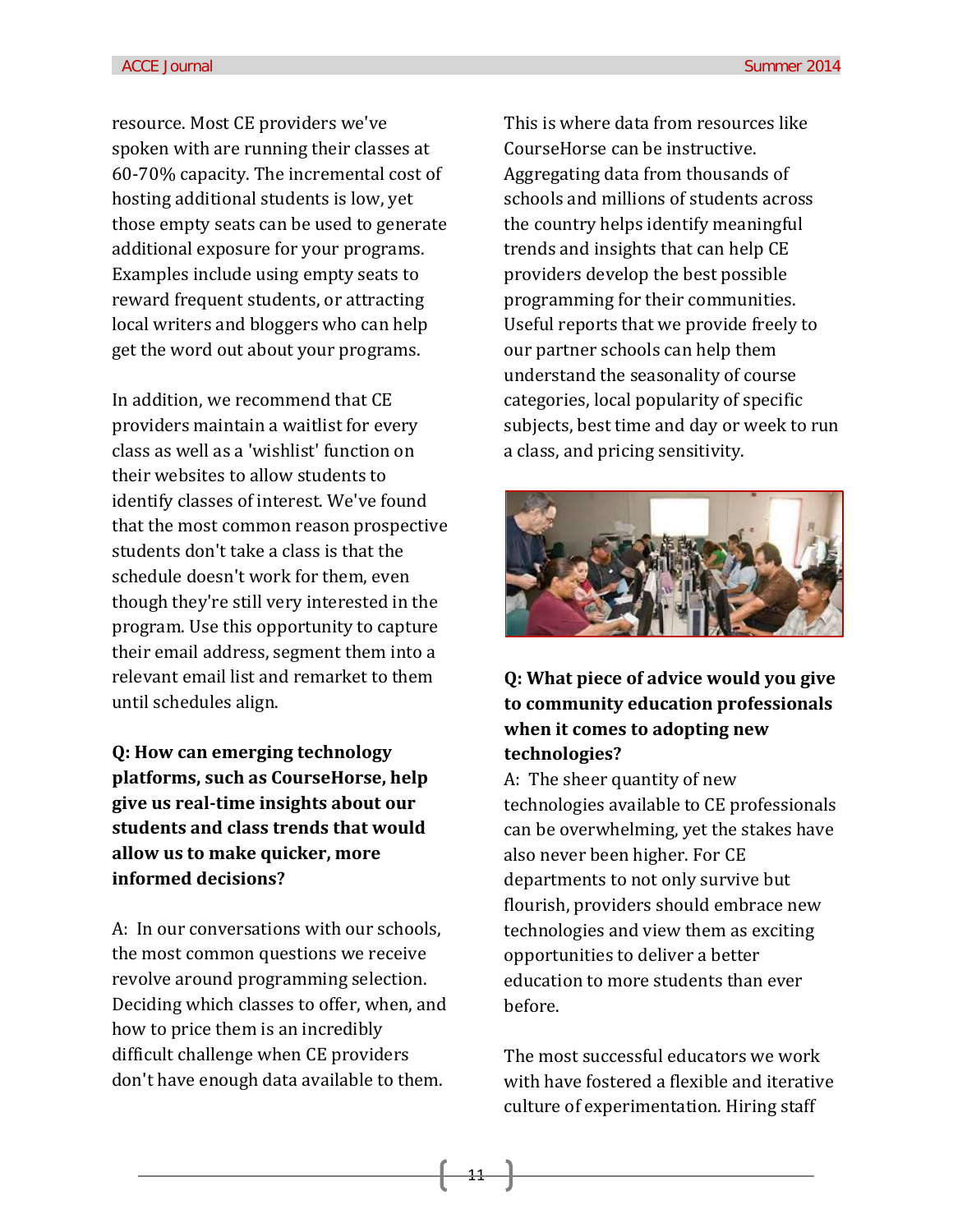resource. Most CE providers we've spoken with are running their classes at 60-70% capacity. The incremental cost of hosting additional students is low, yet those empty seats can be used to generate additional exposure for your programs. Examples include using empty seats to reward frequent students, or attracting local writers and bloggers who can help get the word out about your programs.

In addition, we recommend that CE providers maintain a waitlist for every class as well as a 'wishlist' function on their websites to allow students to identify classes of interest. We've found that the most common reason prospective students don't take a class is that the schedule doesn't work for them, even though they're still very interested in the program. Use this opportunity to capture their email address, segment them into a relevant email list and remarket to them until schedules align.

**Q: How can emerging technology platforms, such as CourseHorse, help give us real-time insights about our students and class trends that would allow us to make quicker, more informed decisions?**

A: In our conversations with our schools, the most common questions we receive revolve around programming selection. Deciding which classes to offer, when, and how to price them is an incredibly difficult challenge when CE providers don't have enough data available to them. This is where data from resources like CourseHorse can be instructive. Aggregating data from thousands of schools and millions of students across the country helps identify meaningful trends and insights that can help CE providers develop the best possible programming for their communities. Useful reports that we provide freely to our partner schools can help them understand the seasonality of course categories, local popularity of specific subjects, best time and day or week to run a class, and pricing sensitivity.

**Q: What piece of advice would you give to community education professionals when it comes to adopting new technologies?**

A: The sheer quantity of new technologies available to CE professionals can be overwhelming, yet the stakes have also never been higher. For CE departments to not only survive but flourish, providers should embrace new technologies and view them as exciting opportunities to deliver a better education to more students than ever before.

The most successful educators we work with have fostered a flexible and iterative culture of experimentation. Hiring staff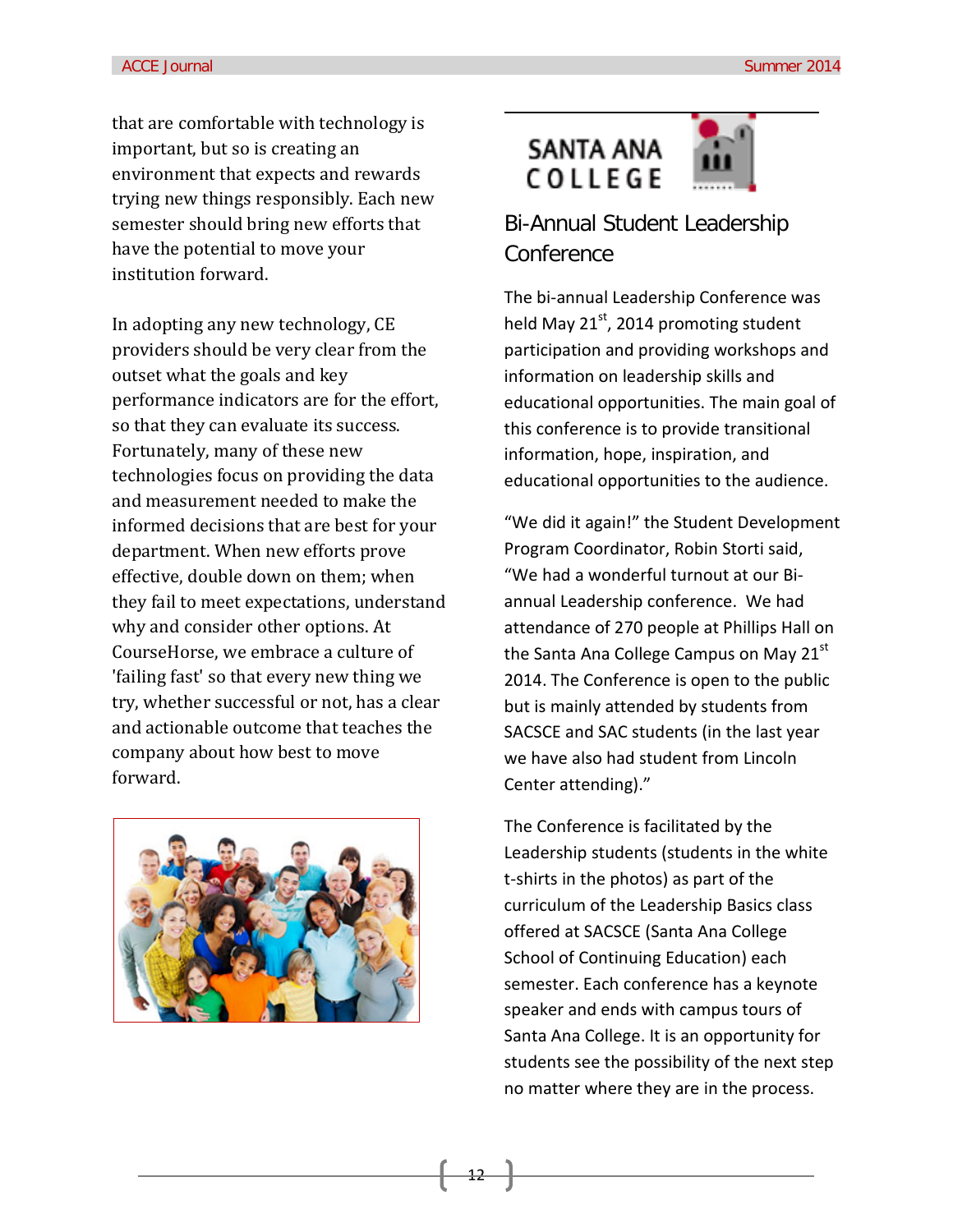that are comfortable with technology is important, but so is creating an environment that expects and rewards trying new things responsibly. Each new semester should bring new efforts that have the potential to move your institution forward.

In adopting any new technology, CE providers should be very clear from the outset what the goals and key performance indicators are for the effort, so that they can evaluate its success. Fortunately, many of these new technologies focus on providing the data and measurement needed to make the informed decisions that are best for your department. When new efforts prove effective, double down on them; when they fail to meet expectations, understand why and consider other options. At CourseHorse, we embrace a culture of 'failing fast' so that every new thing we try, whether successful or not, has a clear and actionable outcome that teaches the company about how best to move forward.

SANTA ANA COLLEGE

## Bi-Annual Student Leadership Conference

The bi-annual Leadership Conference was held May 21st, 2014 promoting student participation and providing workshops and information on leadership skills and educational opportunities. The main goal of this conference is to provide transitional information, hope, inspiration, and educational opportunities to the audience.

"We did it again!" the Student Development Program Coordinator, Robin Storti said, "We had a wonderful turnout at our Bi-annual Leadership conference. We had attendance of 270 people at Phillips Hall on the Santa Ana College Campus on May 21st 2014. The Conference is open to the public but is mainly attended by students from SACSCE and SAC students (in the last year we have also had student from Lincoln Center attending)."

The Conference is facilitated by the Leadership students (students in the white t-shirts in the photos) as part of the curriculum of the Leadership Basics class offered at SACSCE (Santa Ana College School of Continuing Education) each semester. Each conference has a keynote speaker and ends with campus tours of Santa Ana College. It is an opportunity for students see the possibility of the next step no matter where they are in the process.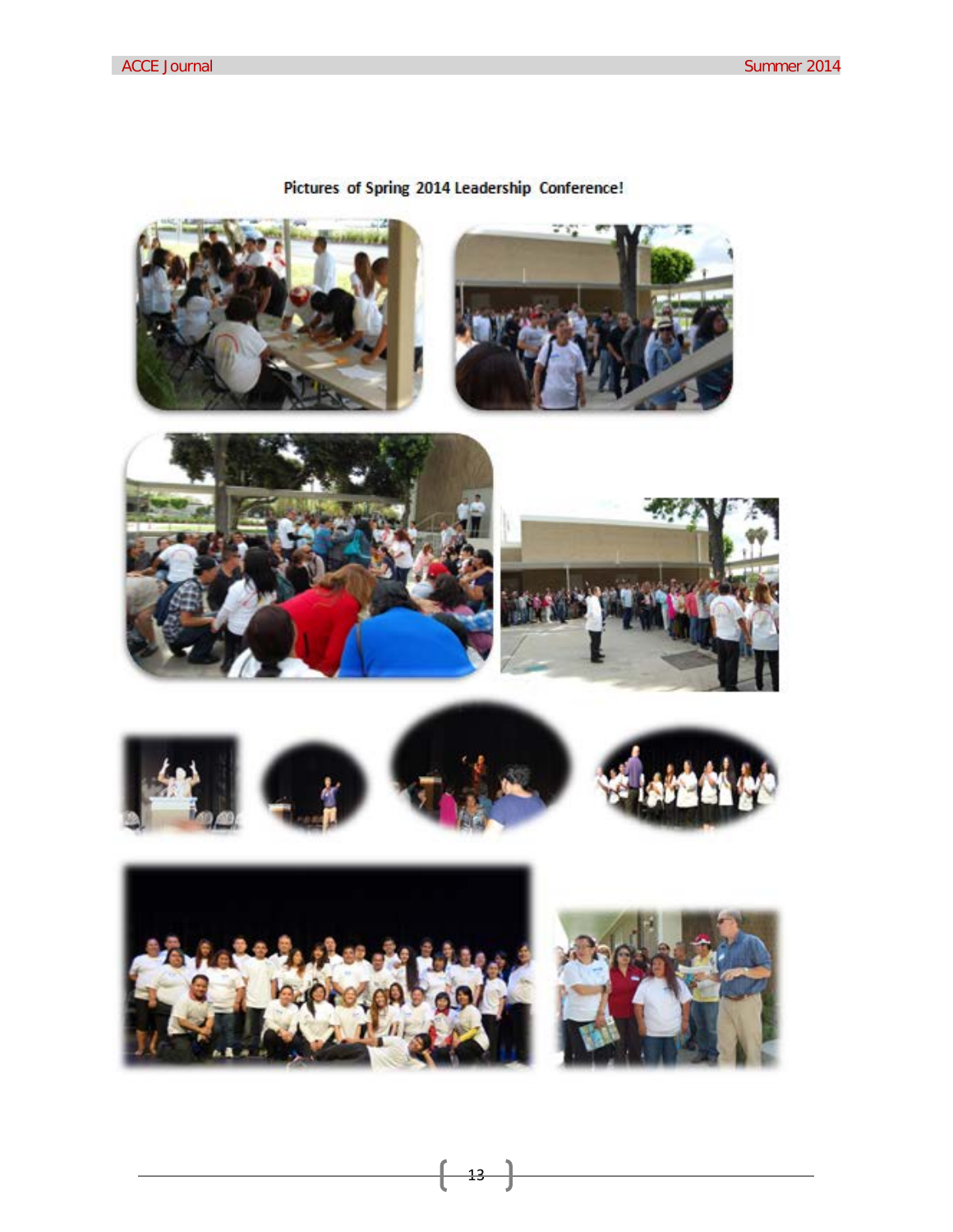Pictures of Spring 2014 Leadership Conference!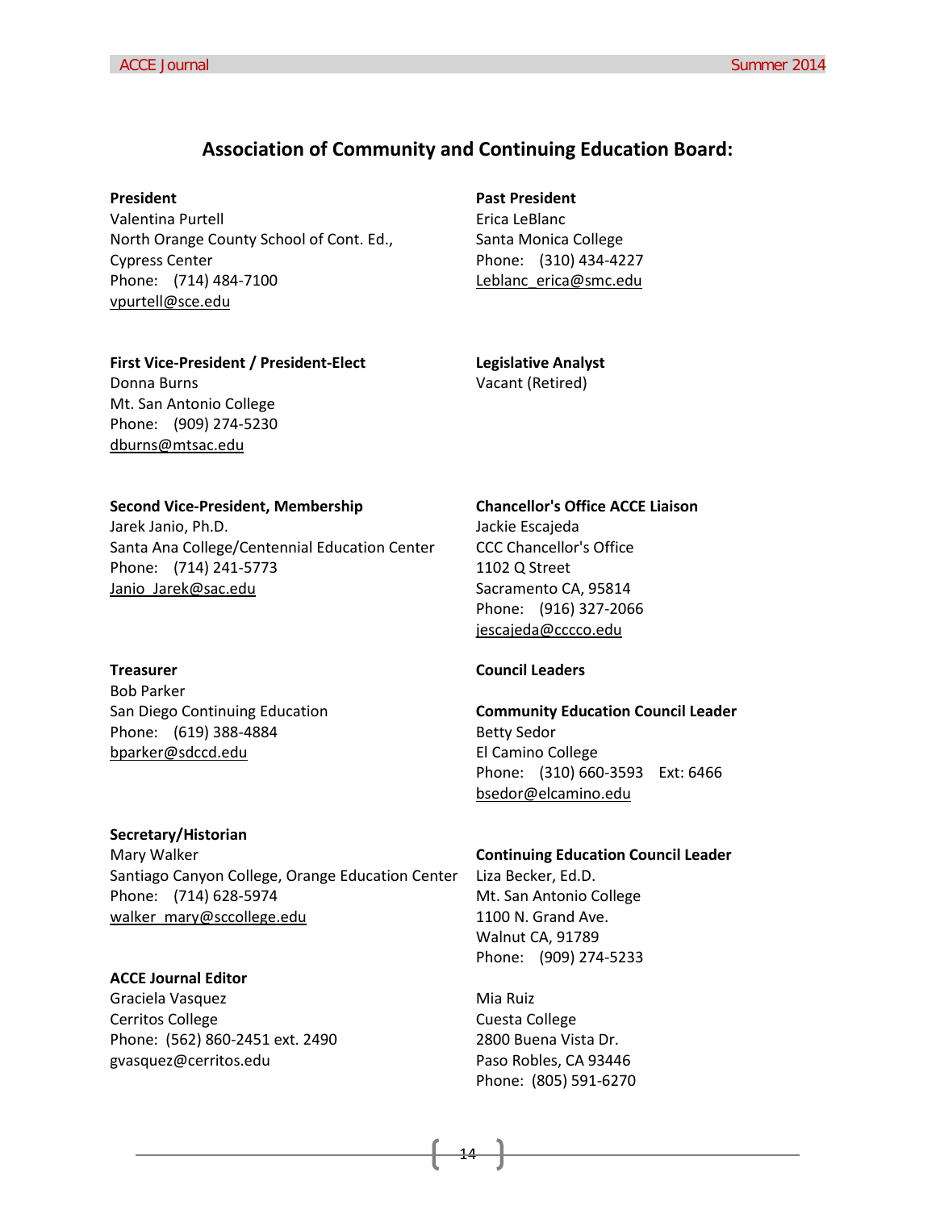## Association of Community and Continuing Education Board:

**President**
Valentina Purtell
North Orange County School of Cont. Ed.,
Cypress Center
Phone: (714) 484-7100
vpurtell@sce.edu

**First Vice-President / President-Elect**
Donna Burns
Mt. San Antonio College
Phone: (909) 274-5230
dburns@mtsac.edu

**Second Vice-President, Membership**
Jarek Janio, Ph.D.
Santa Ana College/Centennial Education Center
Phone: (714) 241-5773
Janio_Jarek@sac.edu

**Treasurer**
Bob Parker
San Diego Continuing Education
Phone: (619) 388-4884
bparker@sdccd.edu

**Secretary/Historian**
Mary Walker
Santiago Canyon College, Orange Education Center
Phone: (714) 628-5974
walker_mary@sccollege.edu

**ACCE Journal Editor**
Graciela Vasquez
Cerritos College
Phone: (562) 860-2451 ext. 2490
gvasquez@cerritos.edu

**Past President**
Erica LeBlanc
Santa Monica College
Phone: (310) 434-4227
Leblanc_erica@smc.edu

**Legislative Analyst**
Vacant (Retired)

**Chancellor's Office ACCE Liaison**
Jackie Escajeda
CCC Chancellor's Office
1102 Q Street
Sacramento CA, 95814
Phone: (916) 327-2066
jescajeda@cccco.edu

**Council Leaders**

**Community Education Council Leader**
Betty Sedor
El Camino College
Phone: (310) 660-3593 Ext: 6466
bsedor@elcamino.edu

**Continuing Education Council Leader**
Liza Becker, Ed.D.
Mt. San Antonio College
1100 N. Grand Ave.
Walnut CA, 91789
Phone: (909) 274-5233

Mia Ruiz
Cuesta College
2800 Buena Vista Dr.
Paso Robles, CA 93446
Phone: (805) 591-6270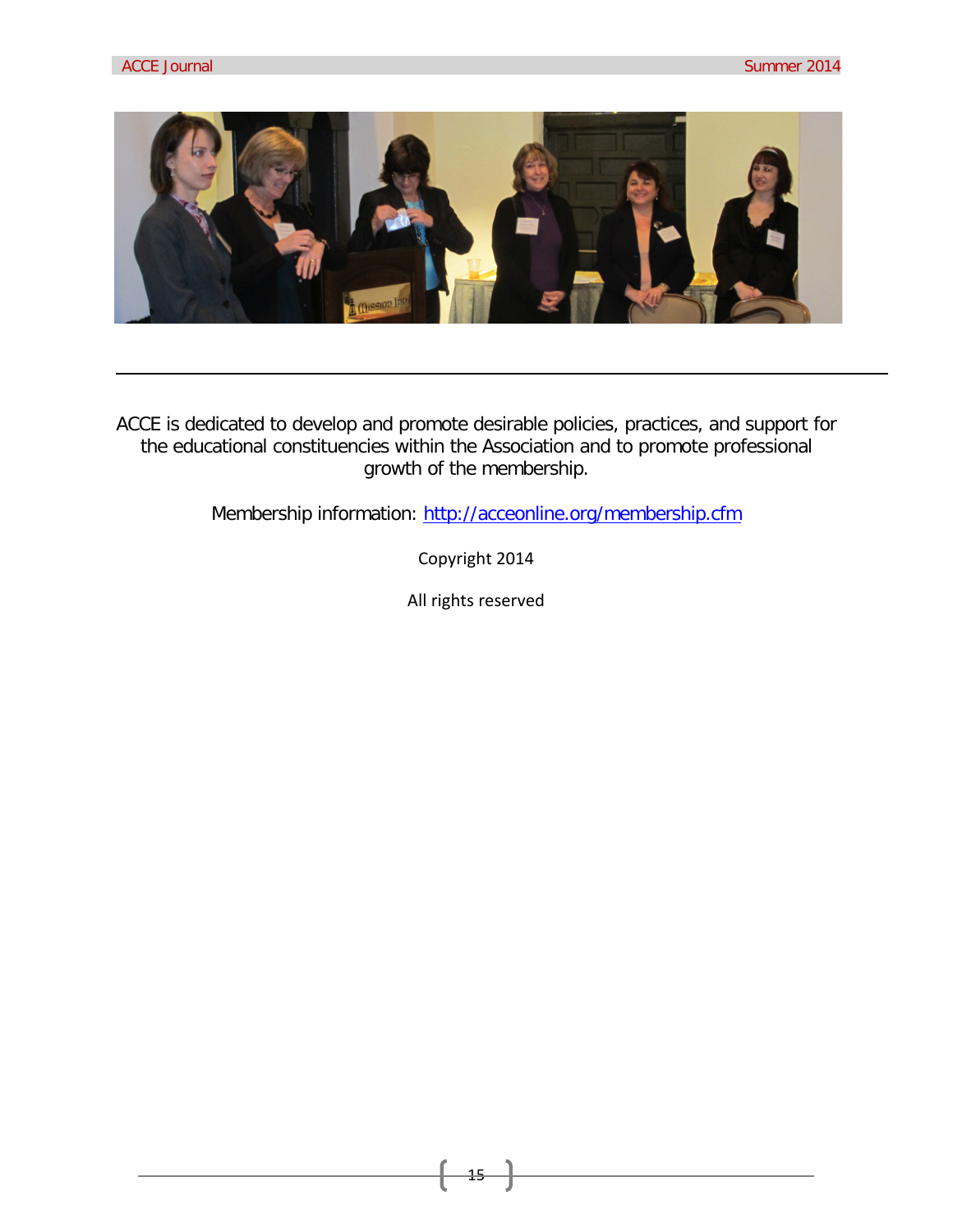ACCE is dedicated to develop and promote desirable policies, practices, and support for the educational constituencies within the Association and to promote professional growth of the membership.

Membership information: [http://acceonline.org/membership.cfm](http://acceonline.org/membership.cfm)

Copyright 2014

All rights reserved